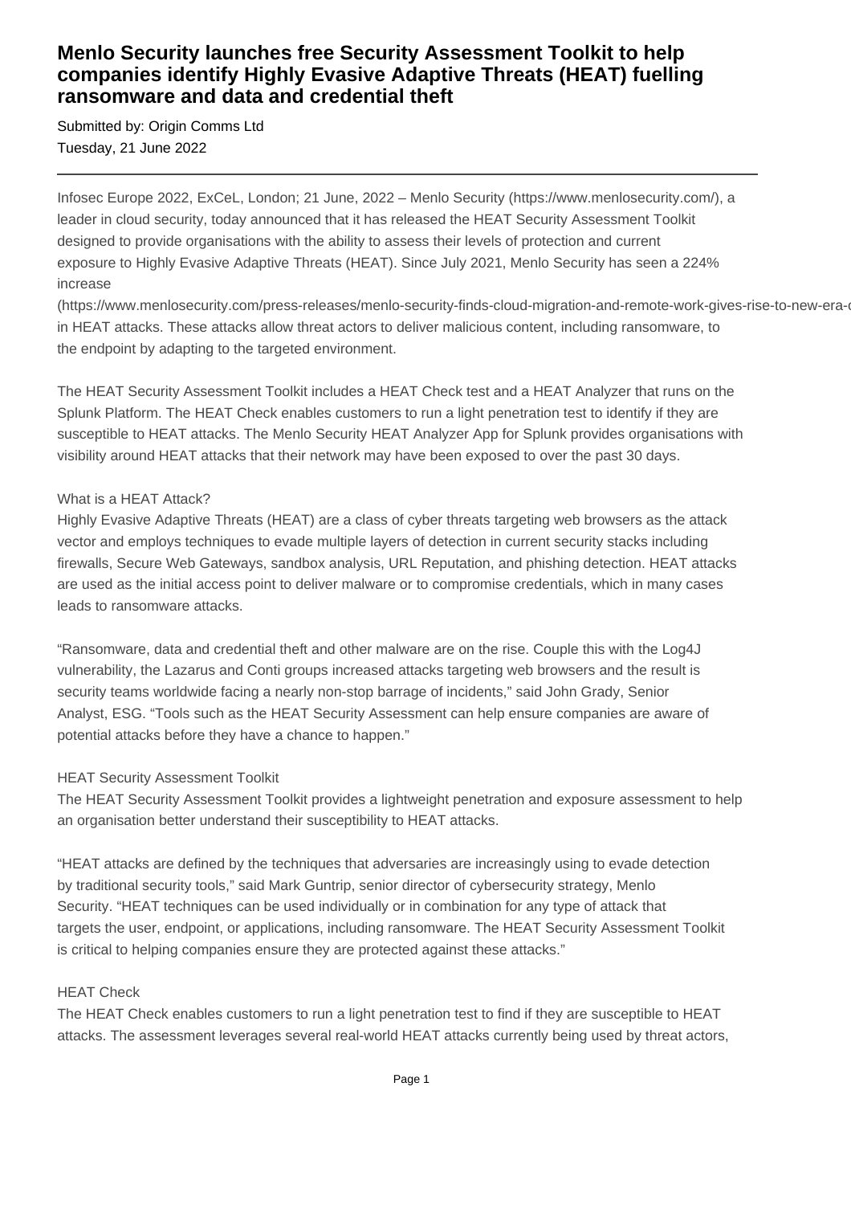# Menlo Security launches free Security Assessment Toolkit to help companies identify Highly Evasive Adaptive Threats (HEAT) fuelling ransomware and data and credential theft

Submitted by: Origin Comms Ltd
Tuesday, 21 June 2022

---

Infosec Europe 2022, ExCeL, London; 21 June, 2022 – Menlo Security (https://www.menlosecurity.com/), a leader in cloud security, today announced that it has released the HEAT Security Assessment Toolkit designed to provide organisations with the ability to assess their levels of protection and current exposure to Highly Evasive Adaptive Threats (HEAT). Since July 2021, Menlo Security has seen a 224% increase (https://www.menlosecurity.com/press-releases/menlo-security-finds-cloud-migration-and-remote-work-gives-rise-to-new-era-o in HEAT attacks. These attacks allow threat actors to deliver malicious content, including ransomware, to the endpoint by adapting to the targeted environment.

The HEAT Security Assessment Toolkit includes a HEAT Check test and a HEAT Analyzer that runs on the Splunk Platform. The HEAT Check enables customers to run a light penetration test to identify if they are susceptible to HEAT attacks. The Menlo Security HEAT Analyzer App for Splunk provides organisations with visibility around HEAT attacks that their network may have been exposed to over the past 30 days.

What is a HEAT Attack?
Highly Evasive Adaptive Threats (HEAT) are a class of cyber threats targeting web browsers as the attack vector and employs techniques to evade multiple layers of detection in current security stacks including firewalls, Secure Web Gateways, sandbox analysis, URL Reputation, and phishing detection. HEAT attacks are used as the initial access point to deliver malware or to compromise credentials, which in many cases leads to ransomware attacks.

"Ransomware, data and credential theft and other malware are on the rise. Couple this with the Log4J vulnerability, the Lazarus and Conti groups increased attacks targeting web browsers and the result is security teams worldwide facing a nearly non-stop barrage of incidents," said John Grady, Senior Analyst, ESG. "Tools such as the HEAT Security Assessment can help ensure companies are aware of potential attacks before they have a chance to happen."

HEAT Security Assessment Toolkit
The HEAT Security Assessment Toolkit provides a lightweight penetration and exposure assessment to help an organisation better understand their susceptibility to HEAT attacks.

"HEAT attacks are defined by the techniques that adversaries are increasingly using to evade detection by traditional security tools," said Mark Guntrip, senior director of cybersecurity strategy, Menlo Security. "HEAT techniques can be used individually or in combination for any type of attack that targets the user, endpoint, or applications, including ransomware. The HEAT Security Assessment Toolkit is critical to helping companies ensure they are protected against these attacks."

HEAT Check
The HEAT Check enables customers to run a light penetration test to find if they are susceptible to HEAT attacks. The assessment leverages several real-world HEAT attacks currently being used by threat actors,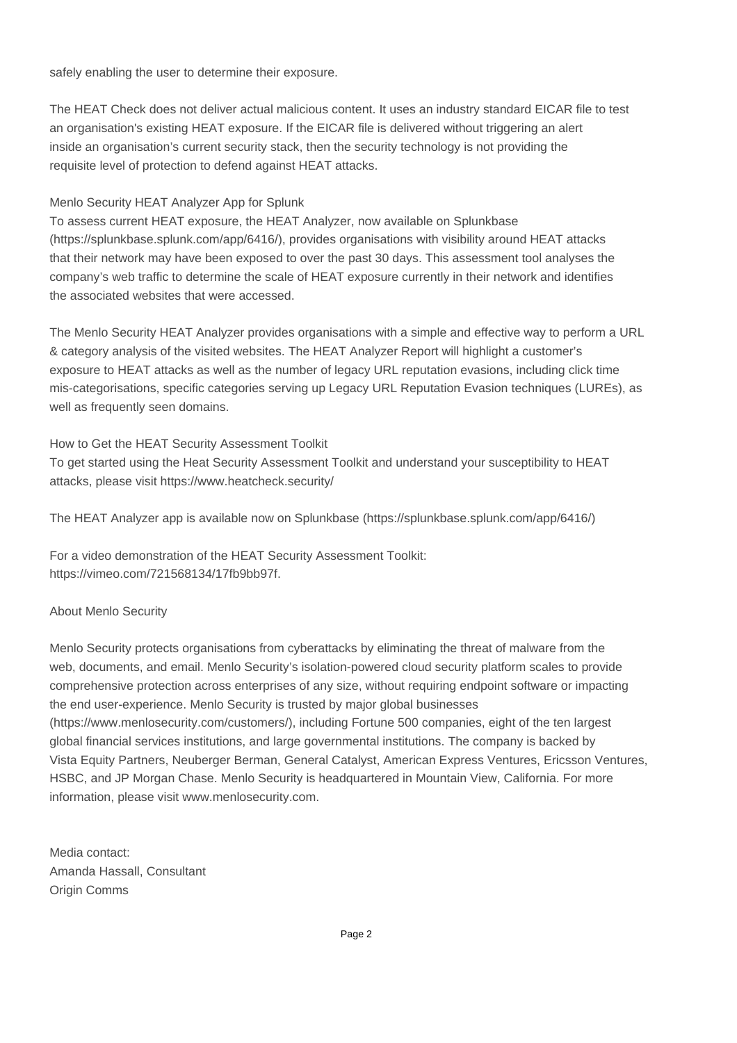safely enabling the user to determine their exposure.

The HEAT Check does not deliver actual malicious content. It uses an industry standard EICAR file to test an organisation's existing HEAT exposure. If the EICAR file is delivered without triggering an alert inside an organisation's current security stack, then the security technology is not providing the requisite level of protection to defend against HEAT attacks.

## Menlo Security HEAT Analyzer App for Splunk

To assess current HEAT exposure, the HEAT Analyzer, now available on Splunkbase (https://splunkbase.splunk.com/app/6416/), provides organisations with visibility around HEAT attacks that their network may have been exposed to over the past 30 days. This assessment tool analyses the company's web traffic to determine the scale of HEAT exposure currently in their network and identifies the associated websites that were accessed.

The Menlo Security HEAT Analyzer provides organisations with a simple and effective way to perform a URL & category analysis of the visited websites. The HEAT Analyzer Report will highlight a customer's exposure to HEAT attacks as well as the number of legacy URL reputation evasions, including click time mis-categorisations, specific categories serving up Legacy URL Reputation Evasion techniques (LUREs), as well as frequently seen domains.

## How to Get the HEAT Security Assessment Toolkit

To get started using the Heat Security Assessment Toolkit and understand your susceptibility to HEAT attacks, please visit https://www.heatcheck.security/

The HEAT Analyzer app is available now on Splunkbase (https://splunkbase.splunk.com/app/6416/)

For a video demonstration of the HEAT Security Assessment Toolkit: https://vimeo.com/721568134/17fb9bb97f.

## About Menlo Security

Menlo Security protects organisations from cyberattacks by eliminating the threat of malware from the web, documents, and email. Menlo Security's isolation-powered cloud security platform scales to provide comprehensive protection across enterprises of any size, without requiring endpoint software or impacting the end user-experience. Menlo Security is trusted by major global businesses (https://www.menlosecurity.com/customers/), including Fortune 500 companies, eight of the ten largest global financial services institutions, and large governmental institutions. The company is backed by Vista Equity Partners, Neuberger Berman, General Catalyst, American Express Ventures, Ericsson Ventures, HSBC, and JP Morgan Chase. Menlo Security is headquartered in Mountain View, California. For more information, please visit www.menlosecurity.com.

Media contact:
Amanda Hassall, Consultant
Origin Comms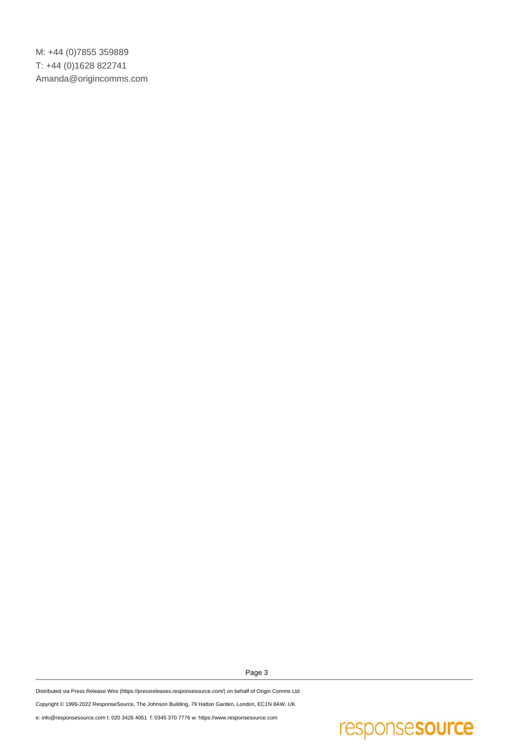M: +44 (0)7855 359889

T: +44 (0)1628 822741

Amanda@origincomms.com